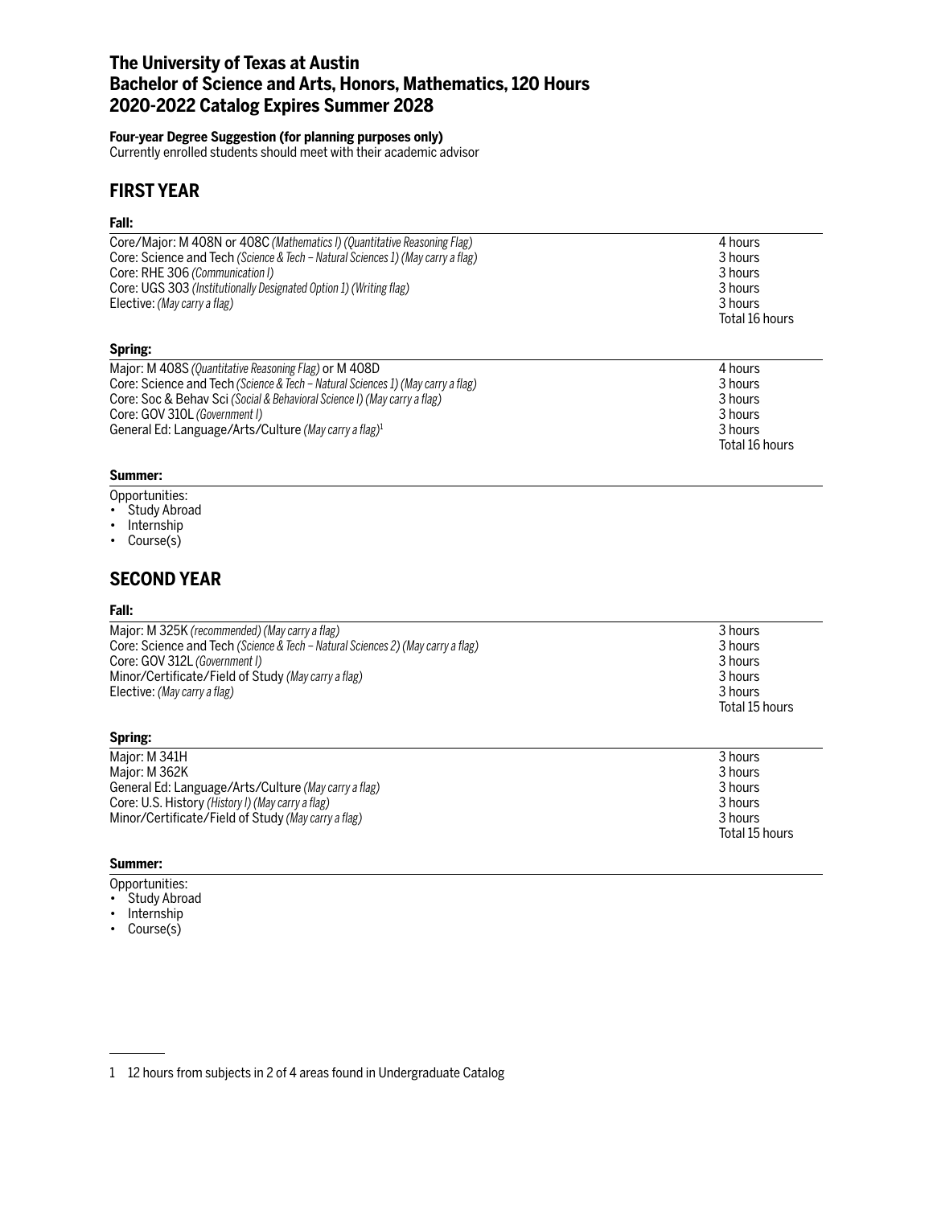# The University of Texas at Austin
# Bachelor of Science and Arts, Honors, Mathematics, 120 Hours
# 2020-2022 Catalog Expires Summer 2028

**Four-year Degree Suggestion (for planning purposes only)**
Currently enrolled students should meet with their academic advisor

## FIRST YEAR

### Fall:

| | |
|---|---|
| Core/Major: M 408N or 408C *(Mathematics I) (Quantitative Reasoning Flag)* | 4 hours |
| Core: Science and Tech *(Science & Tech – Natural Sciences 1) (May carry a flag)* | 3 hours |
| Core: RHE 306 *(Communication I)* | 3 hours |
| Core: UGS 303 *(Institutionally Designated Option 1) (Writing flag)* | 3 hours |
| Elective: *(May carry a flag)* | 3 hours |
| | Total 16 hours |

### Spring:

| | |
|---|---|
| Major: M 408S *(Quantitative Reasoning Flag)* or M 408D | 4 hours |
| Core: Science and Tech *(Science & Tech – Natural Sciences 1) (May carry a flag)* | 3 hours |
| Core: Soc & Behav Sci *(Social & Behavioral Science I) (May carry a flag)* | 3 hours |
| Core: GOV 310L *(Government I)* | 3 hours |
| General Ed: Language/Arts/Culture *(May carry a flag)*[1] | 3 hours |
| | Total 16 hours |

### Summer:

Opportunities:

- Study Abroad
- Internship
- Course(s)

## SECOND YEAR

### Fall:

| | |
|---|---|
| Major: M 325K *(recommended) (May carry a flag)* | 3 hours |
| Core: Science and Tech *(Science & Tech – Natural Sciences 2) (May carry a flag)* | 3 hours |
| Core: GOV 312L *(Government I)* | 3 hours |
| Minor/Certificate/Field of Study *(May carry a flag)* | 3 hours |
| Elective: *(May carry a flag)* | 3 hours |
| | Total 15 hours |

### Spring:

| | |
|---|---|
| Major: M 341H | 3 hours |
| Major: M 362K | 3 hours |
| General Ed: Language/Arts/Culture *(May carry a flag)* | 3 hours |
| Core: U.S. History *(History I) (May carry a flag)* | 3 hours |
| Minor/Certificate/Field of Study *(May carry a flag)* | 3 hours |
| | Total 15 hours |

### Summer:

Opportunities:

- Study Abroad
- Internship
- Course(s)

---

1 12 hours from subjects in 2 of 4 areas found in Undergraduate Catalog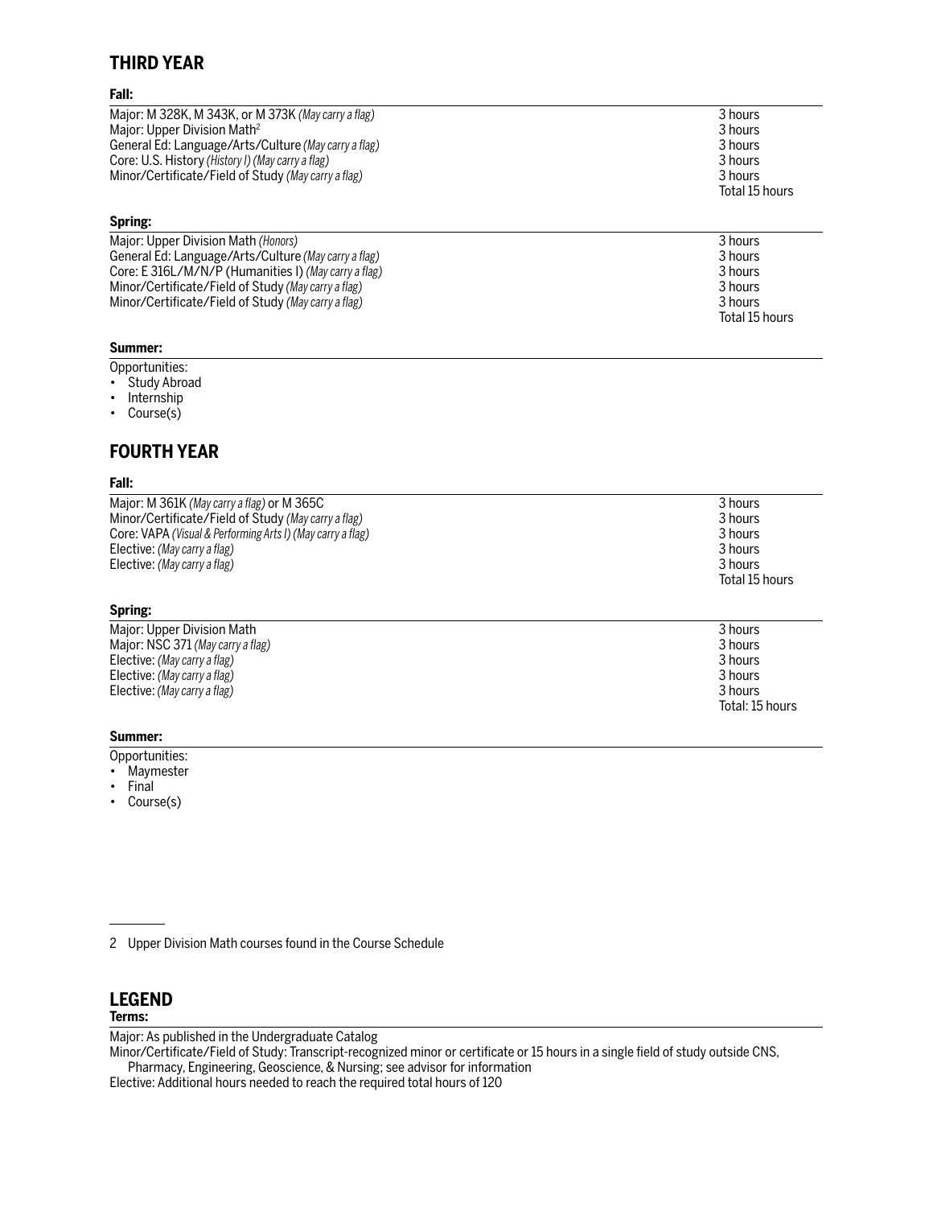## THIRD YEAR

### Fall:

| | |
|---|---|
| Major: M 328K, M 343K, or M 373K *(May carry a flag)* | 3 hours |
| Major: Upper Division Math[2] | 3 hours |
| General Ed: Language/Arts/Culture *(May carry a flag)* | 3 hours |
| Core: U.S. History *(History I) (May carry a flag)* | 3 hours |
| Minor/Certificate/Field of Study *(May carry a flag)* | 3 hours |
| | Total 15 hours |

### Spring:

| | |
|---|---|
| Major: Upper Division Math *(Honors)* | 3 hours |
| General Ed: Language/Arts/Culture *(May carry a flag)* | 3 hours |
| Core: E 316L/M/N/P (Humanities I) *(May carry a flag)* | 3 hours |
| Minor/Certificate/Field of Study *(May carry a flag)* | 3 hours |
| Minor/Certificate/Field of Study *(May carry a flag)* | 3 hours |
| | Total 15 hours |

### Summer:

Opportunities:

- Study Abroad
- Internship
- Course(s)

## FOURTH YEAR

### Fall:

| | |
|---|---|
| Major: M 361K *(May carry a flag)* or M 365C | 3 hours |
| Minor/Certificate/Field of Study *(May carry a flag)* | 3 hours |
| Core: VAPA *(Visual & Performing Arts I) (May carry a flag)* | 3 hours |
| Elective: *(May carry a flag)* | 3 hours |
| Elective: *(May carry a flag)* | 3 hours |
| | Total 15 hours |

### Spring:

| | |
|---|---|
| Major: Upper Division Math | 3 hours |
| Major: NSC 371 *(May carry a flag)* | 3 hours |
| Elective: *(May carry a flag)* | 3 hours |
| Elective: *(May carry a flag)* | 3 hours |
| Elective: *(May carry a flag)* | 3 hours |
| | Total: 15 hours |

### Summer:

Opportunities:

- Maymester
- Final
- Course(s)

2 Upper Division Math courses found in the Course Schedule

## LEGEND

**Terms:**

Major: As published in the Undergraduate Catalog

Minor/Certificate/Field of Study: Transcript-recognized minor or certificate or 15 hours in a single field of study outside CNS, Pharmacy, Engineering, Geoscience, & Nursing; see advisor for information

Elective: Additional hours needed to reach the required total hours of 120